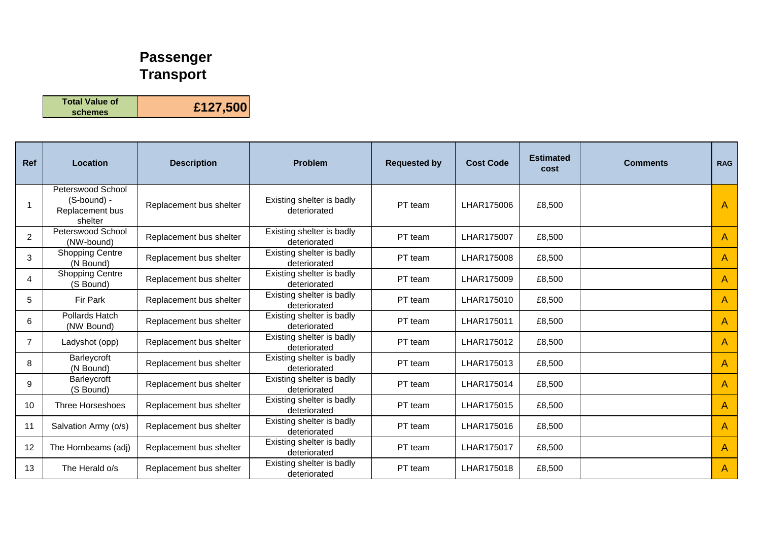# Passenger Transport

| Total Value of schemes | £127,500 |
|---|---|

| Ref | Location | Description | Problem | Requested by | Cost Code | Estimated cost | Comments | RAG |
|---|---|---|---|---|---|---|---|---|
| 1 | Peterswood School (S-bound) - Replacement bus shelter | Replacement bus shelter | Existing shelter is badly deteriorated | PT team | LHAR175006 | £8,500 | | A |
| 2 | Peterswood School (NW-bound) | Replacement bus shelter | Existing shelter is badly deteriorated | PT team | LHAR175007 | £8,500 | | A |
| 3 | Shopping Centre (N Bound) | Replacement bus shelter | Existing shelter is badly deteriorated | PT team | LHAR175008 | £8,500 | | A |
| 4 | Shopping Centre (S Bound) | Replacement bus shelter | Existing shelter is badly deteriorated | PT team | LHAR175009 | £8,500 | | A |
| 5 | Fir Park | Replacement bus shelter | Existing shelter is badly deteriorated | PT team | LHAR175010 | £8,500 | | A |
| 6 | Pollards Hatch (NW Bound) | Replacement bus shelter | Existing shelter is badly deteriorated | PT team | LHAR175011 | £8,500 | | A |
| 7 | Ladyshot (opp) | Replacement bus shelter | Existing shelter is badly deteriorated | PT team | LHAR175012 | £8,500 | | A |
| 8 | Barleycroft (N Bound) | Replacement bus shelter | Existing shelter is badly deteriorated | PT team | LHAR175013 | £8,500 | | A |
| 9 | Barleycroft (S Bound) | Replacement bus shelter | Existing shelter is badly deteriorated | PT team | LHAR175014 | £8,500 | | A |
| 10 | Three Horseshoes | Replacement bus shelter | Existing shelter is badly deteriorated | PT team | LHAR175015 | £8,500 | | A |
| 11 | Salvation Army (o/s) | Replacement bus shelter | Existing shelter is badly deteriorated | PT team | LHAR175016 | £8,500 | | A |
| 12 | The Hornbeams (adj) | Replacement bus shelter | Existing shelter is badly deteriorated | PT team | LHAR175017 | £8,500 | | A |
| 13 | The Herald o/s | Replacement bus shelter | Existing shelter is badly deteriorated | PT team | LHAR175018 | £8,500 | | A |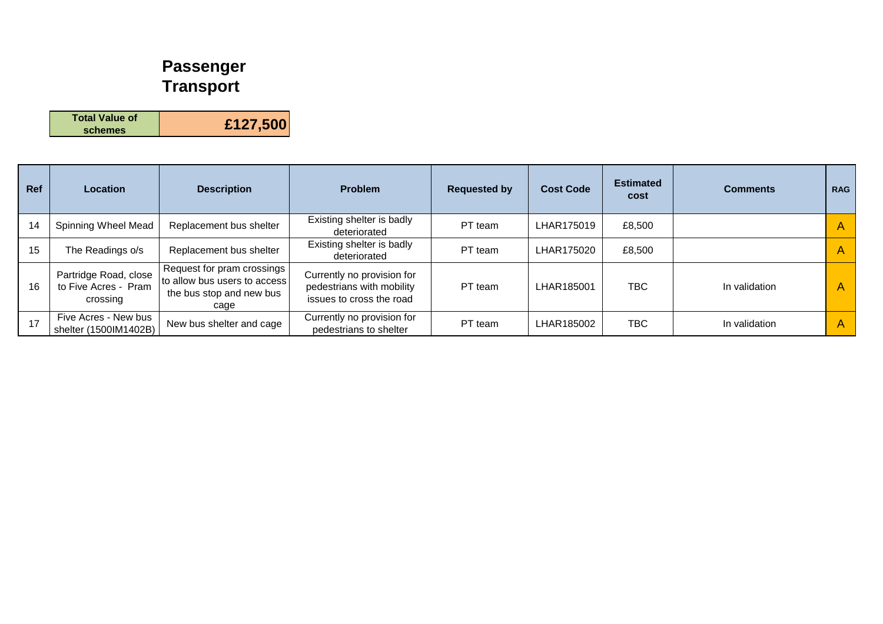# Passenger Transport

| Total Value of schemes | £127,500 |
|---|---|

| Ref | Location | Description | Problem | Requested by | Cost Code | Estimated cost | Comments | RAG |
|---|---|---|---|---|---|---|---|---|
| 14 | Spinning Wheel Mead | Replacement bus shelter | Existing shelter is badly deteriorated | PT team | LHAR175019 | £8,500 | | A |
| 15 | The Readings o/s | Replacement bus shelter | Existing shelter is badly deteriorated | PT team | LHAR175020 | £8,500 | | A |
| 16 | Partridge Road, close to Five Acres - Pram crossing | Request for pram crossings to allow bus users to access the bus stop and new bus cage | Currently no provision for pedestrians with mobility issues to cross the road | PT team | LHAR185001 | TBC | In validation | A |
| 17 | Five Acres - New bus shelter (1500IM1402B) | New bus shelter and cage | Currently no provision for pedestrians to shelter | PT team | LHAR185002 | TBC | In validation | A |